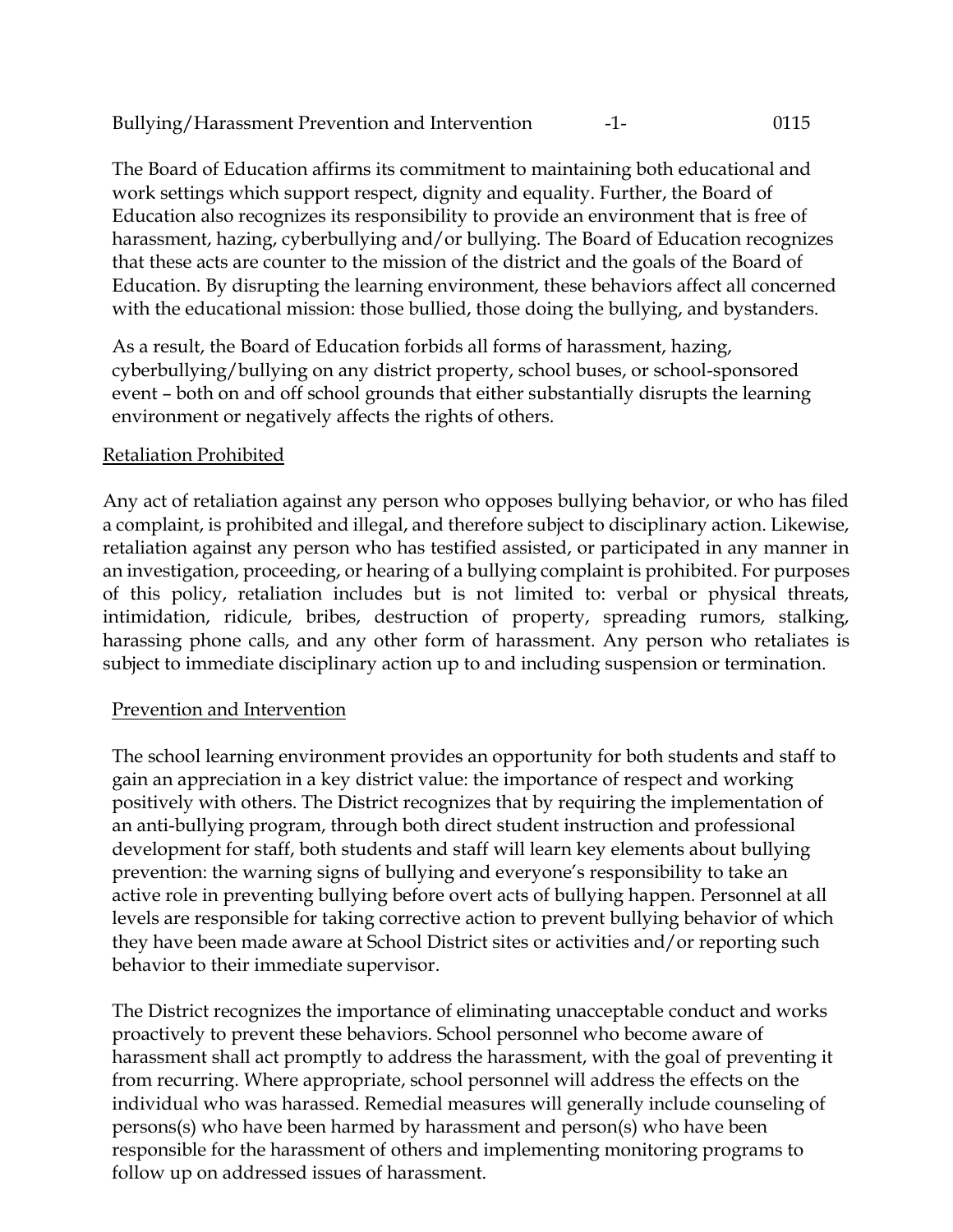The Board of Education affirms its commitment to maintaining both educational and work settings which support respect, dignity and equality. Further, the Board of Education also recognizes its responsibility to provide an environment that is free of harassment, hazing, cyberbullying and/or bullying. The Board of Education recognizes that these acts are counter to the mission of the district and the goals of the Board of Education. By disrupting the learning environment, these behaviors affect all concerned with the educational mission: those bullied, those doing the bullying, and bystanders.

As a result, the Board of Education forbids all forms of harassment, hazing, cyberbullying/bullying on any district property, school buses, or school-sponsored event – both on and off school grounds that either substantially disrupts the learning environment or negatively affects the rights of others.

## Retaliation Prohibited

Any act of retaliation against any person who opposes bullying behavior, or who has filed a complaint, is prohibited and illegal, and therefore subject to disciplinary action. Likewise, retaliation against any person who has testified assisted, or participated in any manner in an investigation, proceeding, or hearing of a bullying complaint is prohibited. For purposes of this policy, retaliation includes but is not limited to: verbal or physical threats, intimidation, ridicule, bribes, destruction of property, spreading rumors, stalking, harassing phone calls, and any other form of harassment. Any person who retaliates is subject to immediate disciplinary action up to and including suspension or termination.

## Prevention and Intervention

The school learning environment provides an opportunity for both students and staff to gain an appreciation in a key district value: the importance of respect and working positively with others. The District recognizes that by requiring the implementation of an anti-bullying program, through both direct student instruction and professional development for staff, both students and staff will learn key elements about bullying prevention: the warning signs of bullying and everyone's responsibility to take an active role in preventing bullying before overt acts of bullying happen. Personnel at all levels are responsible for taking corrective action to prevent bullying behavior of which they have been made aware at School District sites or activities and/or reporting such behavior to their immediate supervisor.

The District recognizes the importance of eliminating unacceptable conduct and works proactively to prevent these behaviors. School personnel who become aware of harassment shall act promptly to address the harassment, with the goal of preventing it from recurring. Where appropriate, school personnel will address the effects on the individual who was harassed. Remedial measures will generally include counseling of persons(s) who have been harmed by harassment and person(s) who have been responsible for the harassment of others and implementing monitoring programs to follow up on addressed issues of harassment.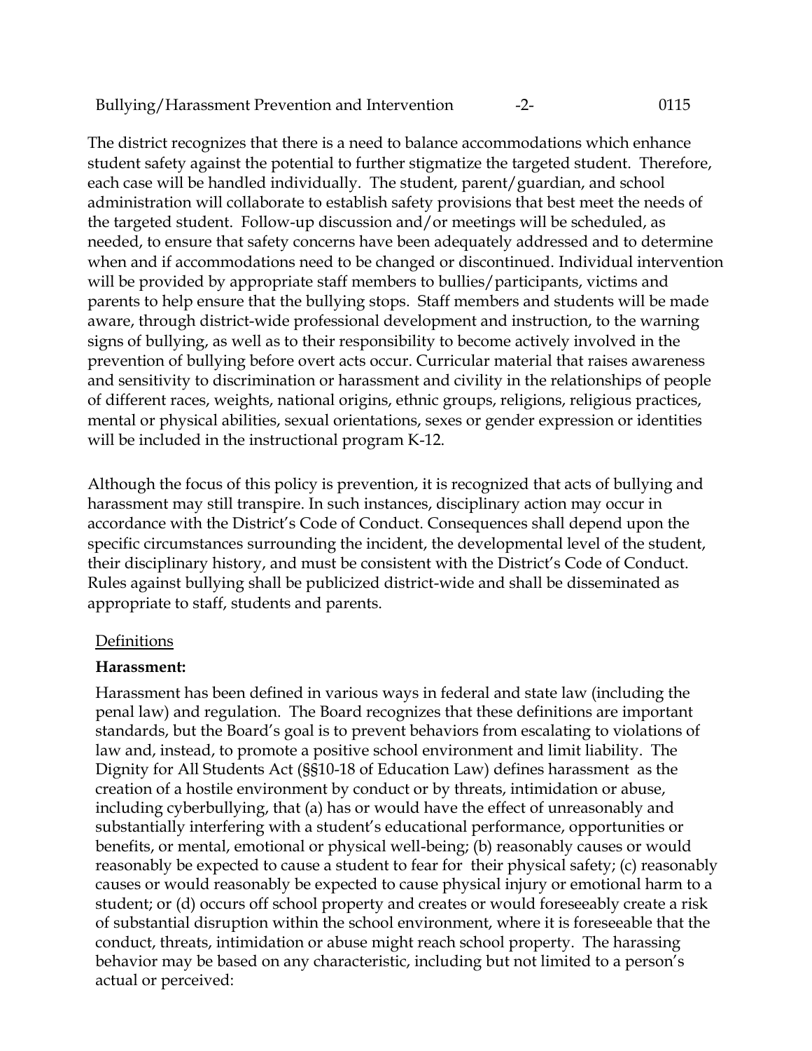The district recognizes that there is a need to balance accommodations which enhance student safety against the potential to further stigmatize the targeted student. Therefore, each case will be handled individually. The student, parent/guardian, and school administration will collaborate to establish safety provisions that best meet the needs of the targeted student. Follow-up discussion and/or meetings will be scheduled, as needed, to ensure that safety concerns have been adequately addressed and to determine when and if accommodations need to be changed or discontinued. Individual intervention will be provided by appropriate staff members to bullies/participants, victims and parents to help ensure that the bullying stops. Staff members and students will be made aware, through district-wide professional development and instruction, to the warning signs of bullying, as well as to their responsibility to become actively involved in the prevention of bullying before overt acts occur. Curricular material that raises awareness and sensitivity to discrimination or harassment and civility in the relationships of people of different races, weights, national origins, ethnic groups, religions, religious practices, mental or physical abilities, sexual orientations, sexes or gender expression or identities will be included in the instructional program K-12.

Although the focus of this policy is prevention, it is recognized that acts of bullying and harassment may still transpire. In such instances, disciplinary action may occur in accordance with the District's Code of Conduct. Consequences shall depend upon the specific circumstances surrounding the incident, the developmental level of the student, their disciplinary history, and must be consistent with the District's Code of Conduct. Rules against bullying shall be publicized district-wide and shall be disseminated as appropriate to staff, students and parents.

## Definitions

**Harassment:**

Harassment has been defined in various ways in federal and state law (including the penal law) and regulation. The Board recognizes that these definitions are important standards, but the Board's goal is to prevent behaviors from escalating to violations of law and, instead, to promote a positive school environment and limit liability. The Dignity for All Students Act (§§10-18 of Education Law) defines harassment as the creation of a hostile environment by conduct or by threats, intimidation or abuse, including cyberbullying, that (a) has or would have the effect of unreasonably and substantially interfering with a student's educational performance, opportunities or benefits, or mental, emotional or physical well-being; (b) reasonably causes or would reasonably be expected to cause a student to fear for their physical safety; (c) reasonably causes or would reasonably be expected to cause physical injury or emotional harm to a student; or (d) occurs off school property and creates or would foreseeably create a risk of substantial disruption within the school environment, where it is foreseeable that the conduct, threats, intimidation or abuse might reach school property. The harassing behavior may be based on any characteristic, including but not limited to a person's actual or perceived: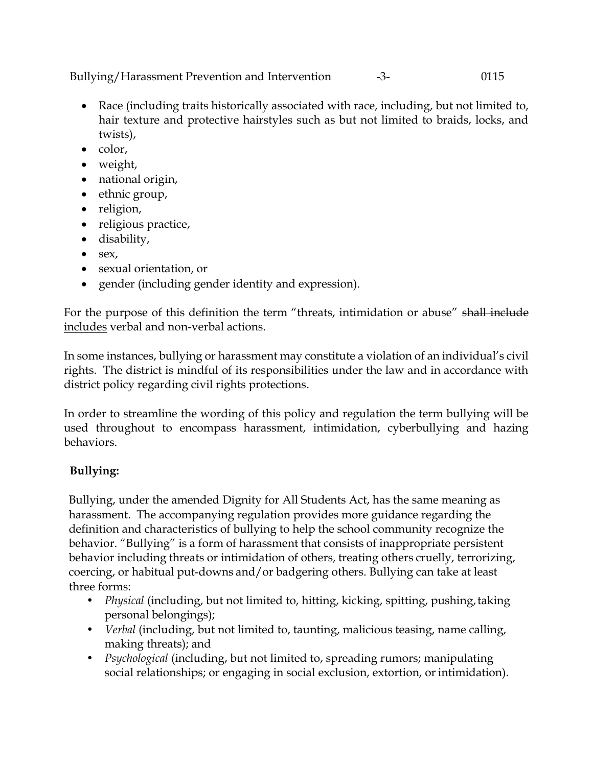- Race (including traits historically associated with race, including, but not limited to, hair texture and protective hairstyles such as but not limited to braids, locks, and twists),
- color,
- weight,
- national origin,
- ethnic group,
- religion,
- religious practice,
- disability,
- sex,
- sexual orientation, or
- gender (including gender identity and expression).

For the purpose of this definition the term "threats, intimidation or abuse" ~~shall include~~ includes verbal and non-verbal actions.

In some instances, bullying or harassment may constitute a violation of an individual's civil rights. The district is mindful of its responsibilities under the law and in accordance with district policy regarding civil rights protections.

In order to streamline the wording of this policy and regulation the term bullying will be used throughout to encompass harassment, intimidation, cyberbullying and hazing behaviors.

**Bullying:**

Bullying, under the amended Dignity for All Students Act, has the same meaning as harassment. The accompanying regulation provides more guidance regarding the definition and characteristics of bullying to help the school community recognize the behavior. "Bullying" is a form of harassment that consists of inappropriate persistent behavior including threats or intimidation of others, treating others cruelly, terrorizing, coercing, or habitual put-downs and/or badgering others. Bullying can take at least three forms:

- *Physical* (including, but not limited to, hitting, kicking, spitting, pushing, taking personal belongings);
- *Verbal* (including, but not limited to, taunting, malicious teasing, name calling, making threats); and
- *Psychological* (including, but not limited to, spreading rumors; manipulating social relationships; or engaging in social exclusion, extortion, or intimidation).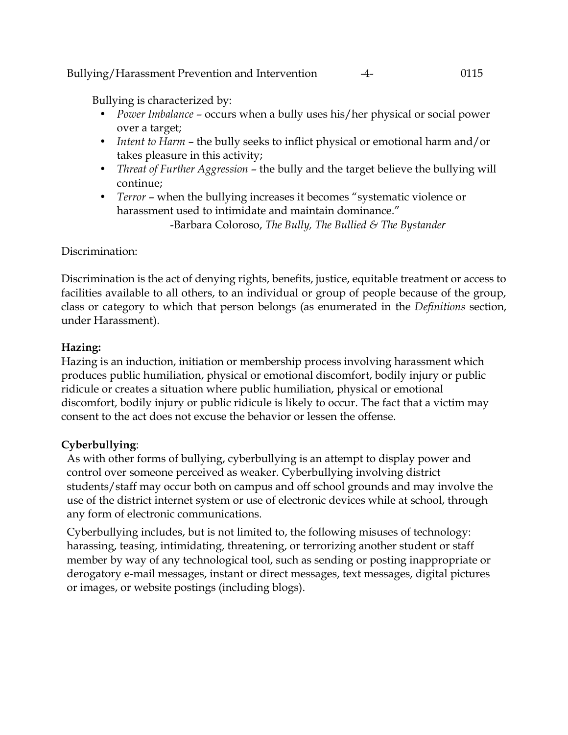Bullying is characterized by:

- *Power Imbalance* – occurs when a bully uses his/her physical or social power over a target;
- *Intent to Harm* – the bully seeks to inflict physical or emotional harm and/or takes pleasure in this activity;
- *Threat of Further Aggression* – the bully and the target believe the bullying will continue;
- *Terror* – when the bullying increases it becomes "systematic violence or harassment used to intimidate and maintain dominance."

  -Barbara Coloroso, *The Bully, The Bullied & The Bystander*

Discrimination:

Discrimination is the act of denying rights, benefits, justice, equitable treatment or access to facilities available to all others, to an individual or group of people because of the group, class or category to which that person belongs (as enumerated in the *Definitions* section, under Harassment).

**Hazing:**

Hazing is an induction, initiation or membership process involving harassment which produces public humiliation, physical or emotional discomfort, bodily injury or public ridicule or creates a situation where public humiliation, physical or emotional discomfort, bodily injury or public ridicule is likely to occur. The fact that a victim may consent to the act does not excuse the behavior or lessen the offense.

**Cyberbullying**:

As with other forms of bullying, cyberbullying is an attempt to display power and control over someone perceived as weaker. Cyberbullying involving district students/staff may occur both on campus and off school grounds and may involve the use of the district internet system or use of electronic devices while at school, through any form of electronic communications.

Cyberbullying includes, but is not limited to, the following misuses of technology: harassing, teasing, intimidating, threatening, or terrorizing another student or staff member by way of any technological tool, such as sending or posting inappropriate or derogatory e-mail messages, instant or direct messages, text messages, digital pictures or images, or website postings (including blogs).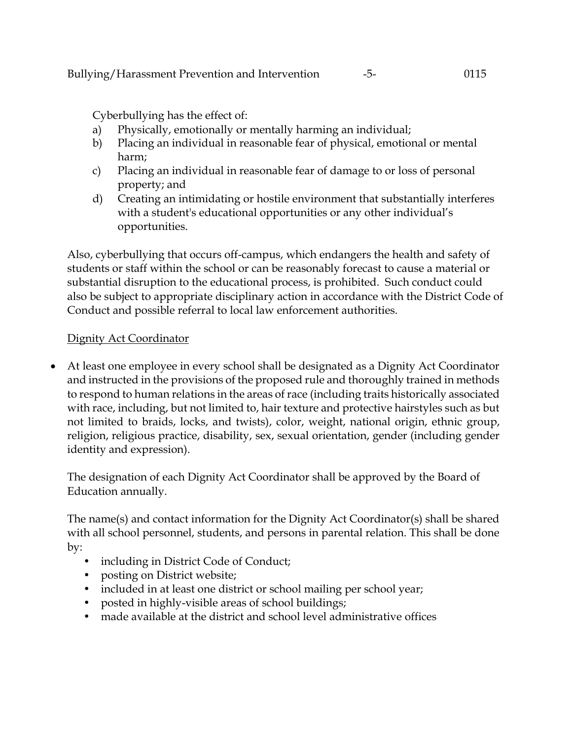Cyberbullying has the effect of:

a) Physically, emotionally or mentally harming an individual;
b) Placing an individual in reasonable fear of physical, emotional or mental harm;
c) Placing an individual in reasonable fear of damage to or loss of personal property; and
d) Creating an intimidating or hostile environment that substantially interferes with a student's educational opportunities or any other individual's opportunities.

Also, cyberbullying that occurs off-campus, which endangers the health and safety of students or staff within the school or can be reasonably forecast to cause a material or substantial disruption to the educational process, is prohibited. Such conduct could also be subject to appropriate disciplinary action in accordance with the District Code of Conduct and possible referral to local law enforcement authorities.

Dignity Act Coordinator

- At least one employee in every school shall be designated as a Dignity Act Coordinator and instructed in the provisions of the proposed rule and thoroughly trained in methods to respond to human relations in the areas of race (including traits historically associated with race, including, but not limited to, hair texture and protective hairstyles such as but not limited to braids, locks, and twists), color, weight, national origin, ethnic group, religion, religious practice, disability, sex, sexual orientation, gender (including gender identity and expression).

The designation of each Dignity Act Coordinator shall be approved by the Board of Education annually.

The name(s) and contact information for the Dignity Act Coordinator(s) shall be shared with all school personnel, students, and persons in parental relation. This shall be done by:

- including in District Code of Conduct;
- posting on District website;
- included in at least one district or school mailing per school year;
- posted in highly-visible areas of school buildings;
- made available at the district and school level administrative offices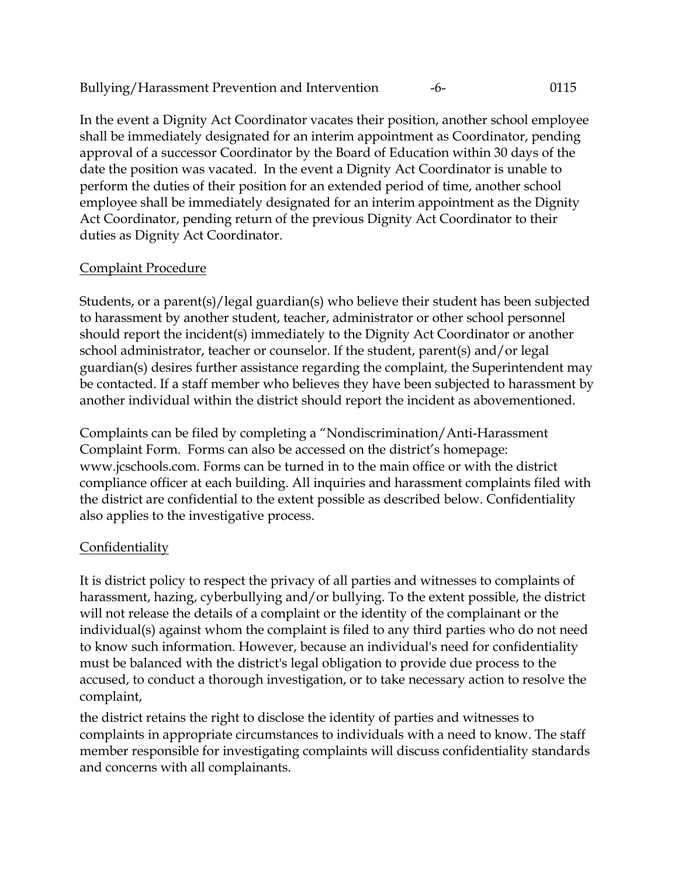In the event a Dignity Act Coordinator vacates their position, another school employee shall be immediately designated for an interim appointment as Coordinator, pending approval of a successor Coordinator by the Board of Education within 30 days of the date the position was vacated. In the event a Dignity Act Coordinator is unable to perform the duties of their position for an extended period of time, another school employee shall be immediately designated for an interim appointment as the Dignity Act Coordinator, pending return of the previous Dignity Act Coordinator to their duties as Dignity Act Coordinator.

## Complaint Procedure

Students, or a parent(s)/legal guardian(s) who believe their student has been subjected to harassment by another student, teacher, administrator or other school personnel should report the incident(s) immediately to the Dignity Act Coordinator or another school administrator, teacher or counselor. If the student, parent(s) and/or legal guardian(s) desires further assistance regarding the complaint, the Superintendent may be contacted. If a staff member who believes they have been subjected to harassment by another individual within the district should report the incident as abovementioned.

Complaints can be filed by completing a "Nondiscrimination/Anti-Harassment Complaint Form. Forms can also be accessed on the district's homepage: www.jcschools.com. Forms can be turned in to the main office or with the district compliance officer at each building. All inquiries and harassment complaints filed with the district are confidential to the extent possible as described below. Confidentiality also applies to the investigative process.

## Confidentiality

It is district policy to respect the privacy of all parties and witnesses to complaints of harassment, hazing, cyberbullying and/or bullying. To the extent possible, the district will not release the details of a complaint or the identity of the complainant or the individual(s) against whom the complaint is filed to any third parties who do not need to know such information. However, because an individual's need for confidentiality must be balanced with the district's legal obligation to provide due process to the accused, to conduct a thorough investigation, or to take necessary action to resolve the complaint,

the district retains the right to disclose the identity of parties and witnesses to complaints in appropriate circumstances to individuals with a need to know. The staff member responsible for investigating complaints will discuss confidentiality standards and concerns with all complainants.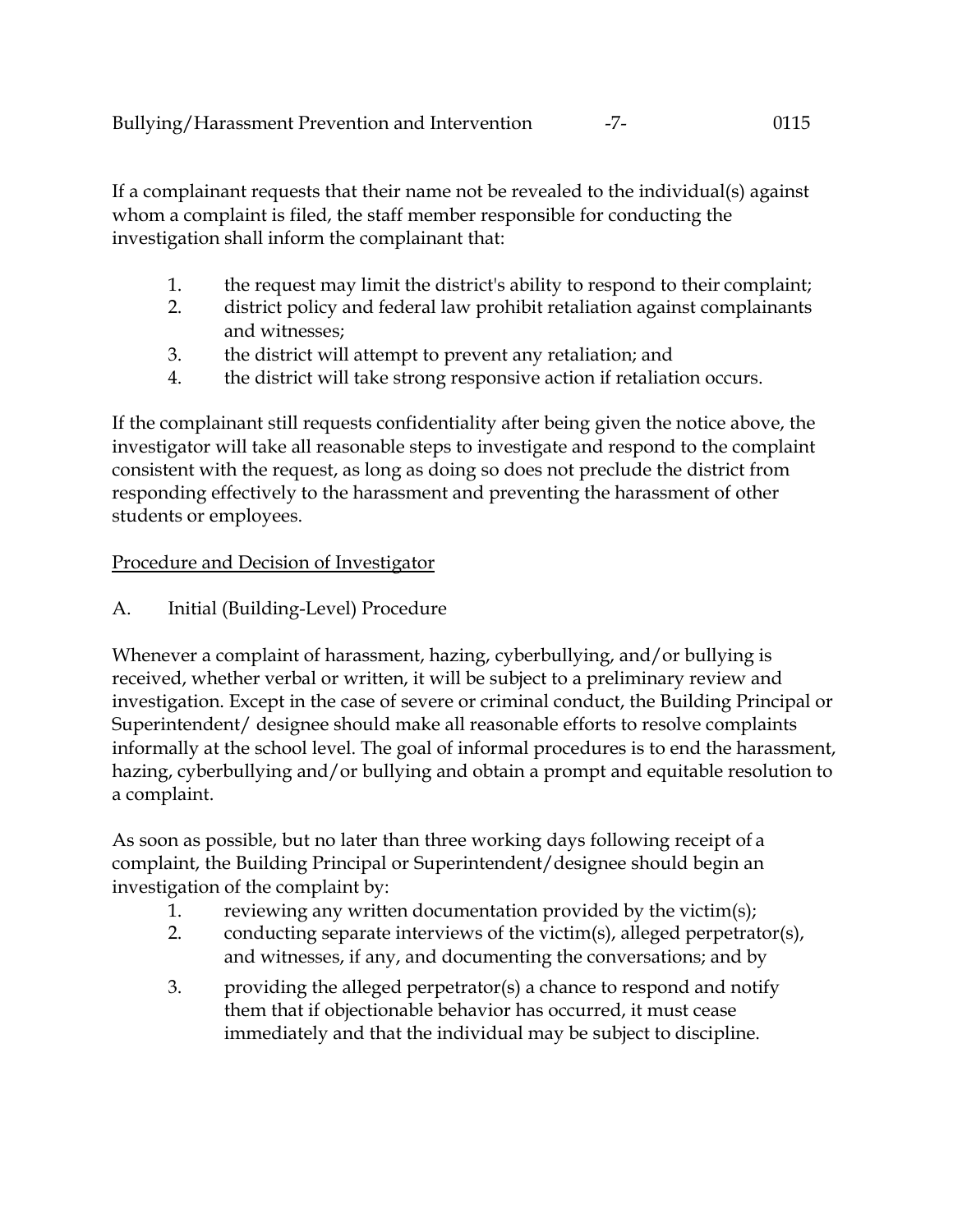If a complainant requests that their name not be revealed to the individual(s) against whom a complaint is filed, the staff member responsible for conducting the investigation shall inform the complainant that:

1. the request may limit the district's ability to respond to their complaint;
2. district policy and federal law prohibit retaliation against complainants and witnesses;
3. the district will attempt to prevent any retaliation; and
4. the district will take strong responsive action if retaliation occurs.

If the complainant still requests confidentiality after being given the notice above, the investigator will take all reasonable steps to investigate and respond to the complaint consistent with the request, as long as doing so does not preclude the district from responding effectively to the harassment and preventing the harassment of other students or employees.

<u>Procedure and Decision of Investigator</u>

A. Initial (Building-Level) Procedure

Whenever a complaint of harassment, hazing, cyberbullying, and/or bullying is received, whether verbal or written, it will be subject to a preliminary review and investigation. Except in the case of severe or criminal conduct, the Building Principal or Superintendent/ designee should make all reasonable efforts to resolve complaints informally at the school level. The goal of informal procedures is to end the harassment, hazing, cyberbullying and/or bullying and obtain a prompt and equitable resolution to a complaint.

As soon as possible, but no later than three working days following receipt of a complaint, the Building Principal or Superintendent/designee should begin an investigation of the complaint by:

1. reviewing any written documentation provided by the victim(s);
2. conducting separate interviews of the victim(s), alleged perpetrator(s), and witnesses, if any, and documenting the conversations; and by
3. providing the alleged perpetrator(s) a chance to respond and notify them that if objectionable behavior has occurred, it must cease immediately and that the individual may be subject to discipline.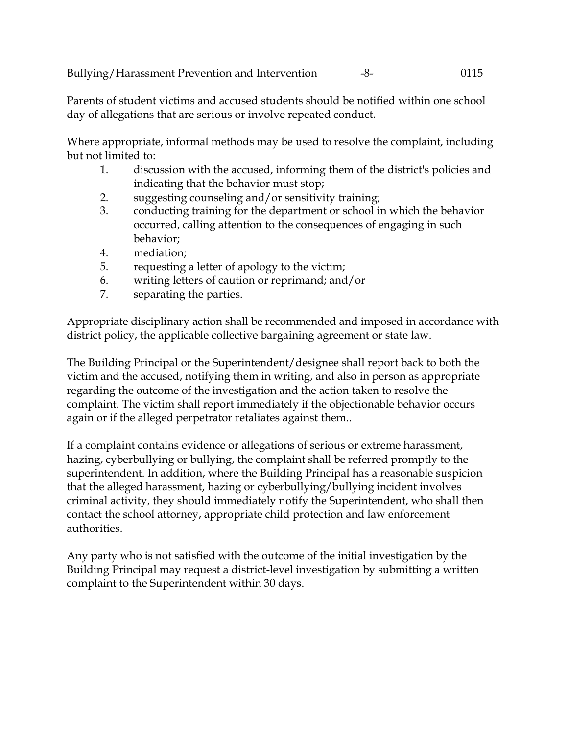Parents of student victims and accused students should be notified within one school day of allegations that are serious or involve repeated conduct.

Where appropriate, informal methods may be used to resolve the complaint, including but not limited to:

1. discussion with the accused, informing them of the district's policies and indicating that the behavior must stop;
2. suggesting counseling and/or sensitivity training;
3. conducting training for the department or school in which the behavior occurred, calling attention to the consequences of engaging in such behavior;
4. mediation;
5. requesting a letter of apology to the victim;
6. writing letters of caution or reprimand; and/or
7. separating the parties.

Appropriate disciplinary action shall be recommended and imposed in accordance with district policy, the applicable collective bargaining agreement or state law.

The Building Principal or the Superintendent/designee shall report back to both the victim and the accused, notifying them in writing, and also in person as appropriate regarding the outcome of the investigation and the action taken to resolve the complaint. The victim shall report immediately if the objectionable behavior occurs again or if the alleged perpetrator retaliates against them..

If a complaint contains evidence or allegations of serious or extreme harassment, hazing, cyberbullying or bullying, the complaint shall be referred promptly to the superintendent. In addition, where the Building Principal has a reasonable suspicion that the alleged harassment, hazing or cyberbullying/bullying incident involves criminal activity, they should immediately notify the Superintendent, who shall then contact the school attorney, appropriate child protection and law enforcement authorities.

Any party who is not satisfied with the outcome of the initial investigation by the Building Principal may request a district-level investigation by submitting a written complaint to the Superintendent within 30 days.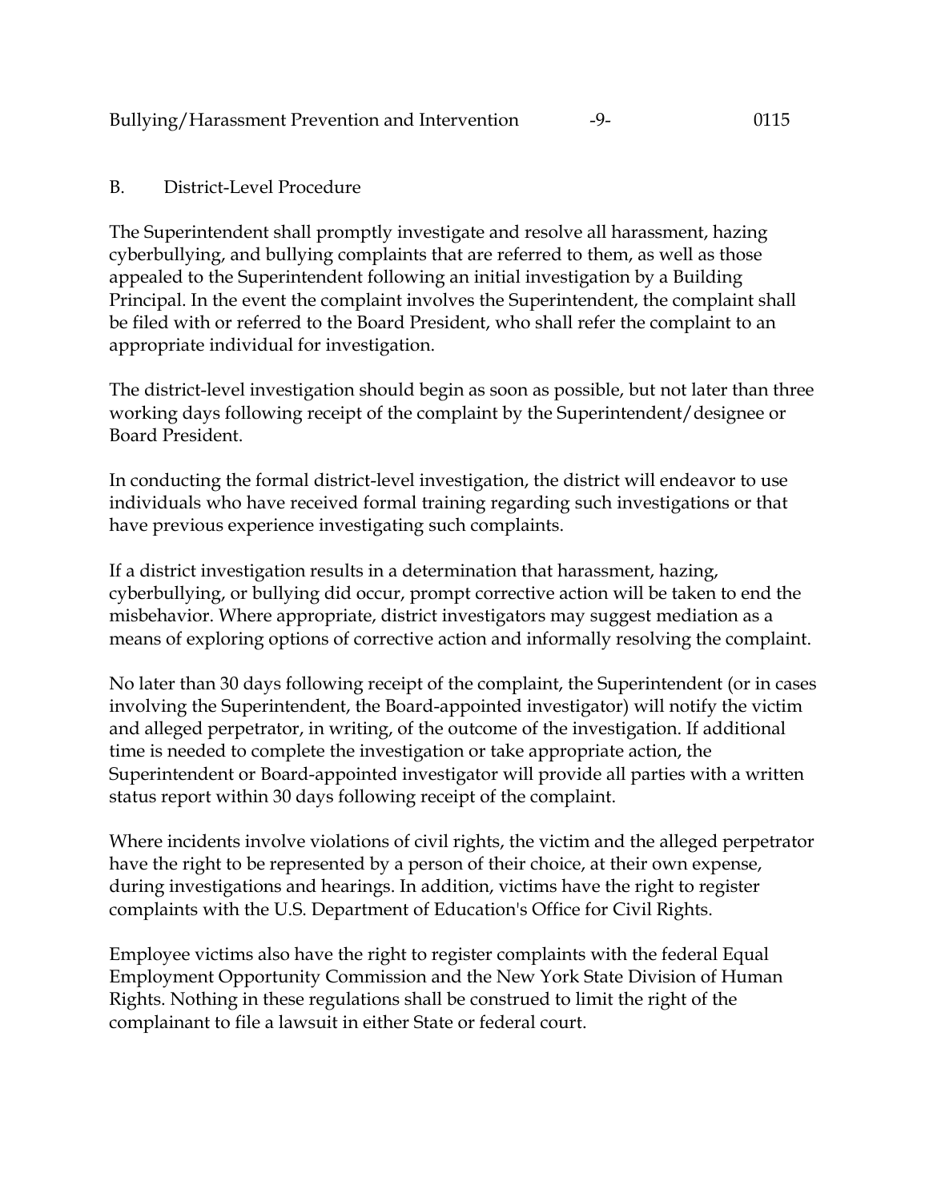### B. District-Level Procedure

The Superintendent shall promptly investigate and resolve all harassment, hazing cyberbullying, and bullying complaints that are referred to them, as well as those appealed to the Superintendent following an initial investigation by a Building Principal. In the event the complaint involves the Superintendent, the complaint shall be filed with or referred to the Board President, who shall refer the complaint to an appropriate individual for investigation.

The district-level investigation should begin as soon as possible, but not later than three working days following receipt of the complaint by the Superintendent/designee or Board President.

In conducting the formal district-level investigation, the district will endeavor to use individuals who have received formal training regarding such investigations or that have previous experience investigating such complaints.

If a district investigation results in a determination that harassment, hazing, cyberbullying, or bullying did occur, prompt corrective action will be taken to end the misbehavior. Where appropriate, district investigators may suggest mediation as a means of exploring options of corrective action and informally resolving the complaint.

No later than 30 days following receipt of the complaint, the Superintendent (or in cases involving the Superintendent, the Board-appointed investigator) will notify the victim and alleged perpetrator, in writing, of the outcome of the investigation. If additional time is needed to complete the investigation or take appropriate action, the Superintendent or Board-appointed investigator will provide all parties with a written status report within 30 days following receipt of the complaint.

Where incidents involve violations of civil rights, the victim and the alleged perpetrator have the right to be represented by a person of their choice, at their own expense, during investigations and hearings. In addition, victims have the right to register complaints with the U.S. Department of Education's Office for Civil Rights.

Employee victims also have the right to register complaints with the federal Equal Employment Opportunity Commission and the New York State Division of Human Rights. Nothing in these regulations shall be construed to limit the right of the complainant to file a lawsuit in either State or federal court.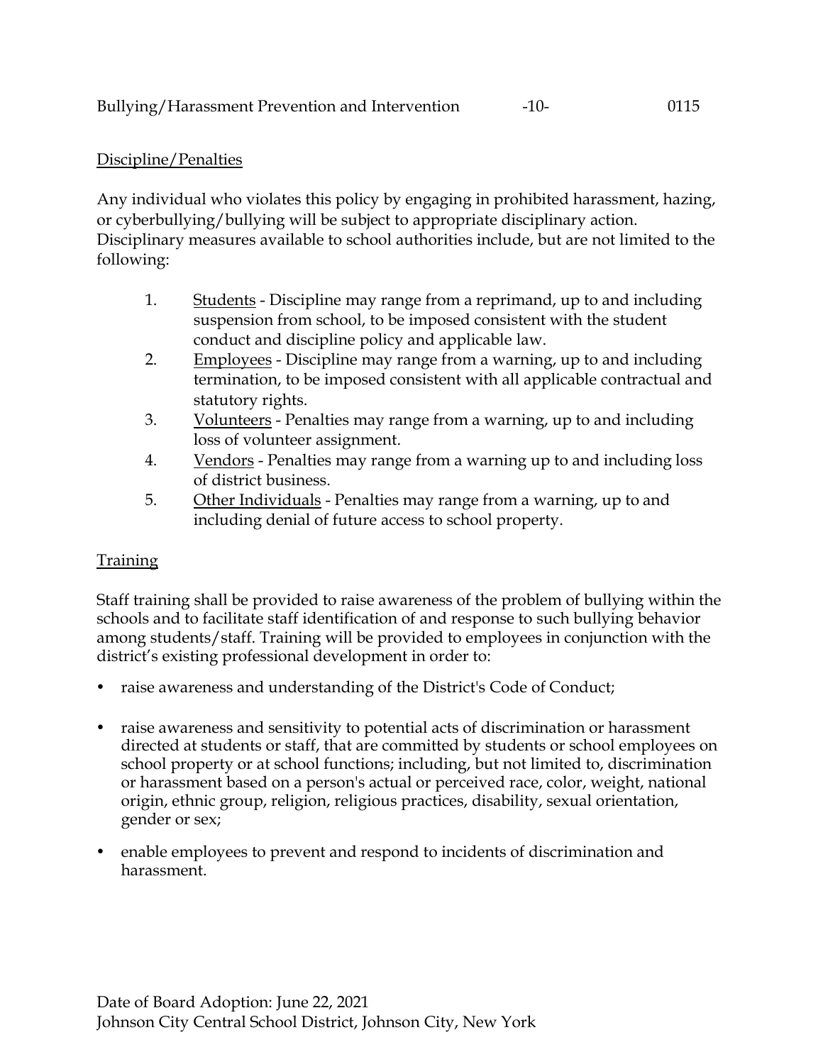Discipline/Penalties

Any individual who violates this policy by engaging in prohibited harassment, hazing, or cyberbullying/bullying will be subject to appropriate disciplinary action. Disciplinary measures available to school authorities include, but are not limited to the following:

1. Students - Discipline may range from a reprimand, up to and including suspension from school, to be imposed consistent with the student conduct and discipline policy and applicable law.
2. Employees - Discipline may range from a warning, up to and including termination, to be imposed consistent with all applicable contractual and statutory rights.
3. Volunteers - Penalties may range from a warning, up to and including loss of volunteer assignment.
4. Vendors - Penalties may range from a warning up to and including loss of district business.
5. Other Individuals - Penalties may range from a warning, up to and including denial of future access to school property.

Training

Staff training shall be provided to raise awareness of the problem of bullying within the schools and to facilitate staff identification of and response to such bullying behavior among students/staff. Training will be provided to employees in conjunction with the district's existing professional development in order to:

- raise awareness and understanding of the District's Code of Conduct;
- raise awareness and sensitivity to potential acts of discrimination or harassment directed at students or staff, that are committed by students or school employees on school property or at school functions; including, but not limited to, discrimination or harassment based on a person's actual or perceived race, color, weight, national origin, ethnic group, religion, religious practices, disability, sexual orientation, gender or sex;
- enable employees to prevent and respond to incidents of discrimination and harassment.

Date of Board Adoption: June 22, 2021
Johnson City Central School District, Johnson City, New York